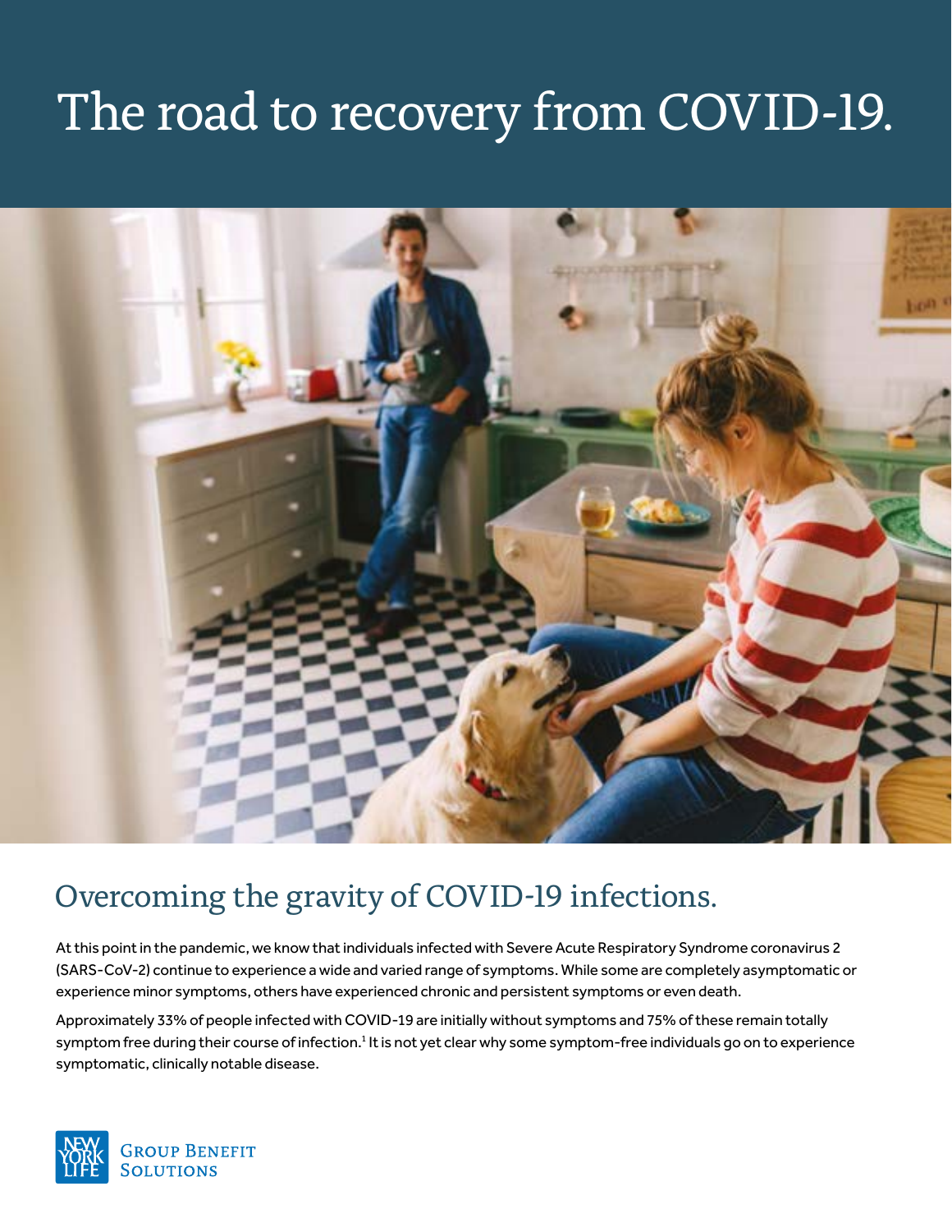# The road to recovery from COVID-19.

## Overcoming the gravity of COVID-19 infections.

At this point in the pandemic, we know that individuals infected with Severe Acute Respiratory Syndrome coronavirus 2 (SARS-CoV-2) continue to experience a wide and varied range of symptoms. While some are completely asymptomatic or experience minor symptoms, others have experienced chronic and persistent symptoms or even death.

Approximately 33% of people infected with COVID-19 are initially without symptoms and 75% of these remain totally symptom free during their course of infection.[1] It is not yet clear why some symptom-free individuals go on to experience symptomatic, clinically notable disease.

New York Life Group Benefit Solutions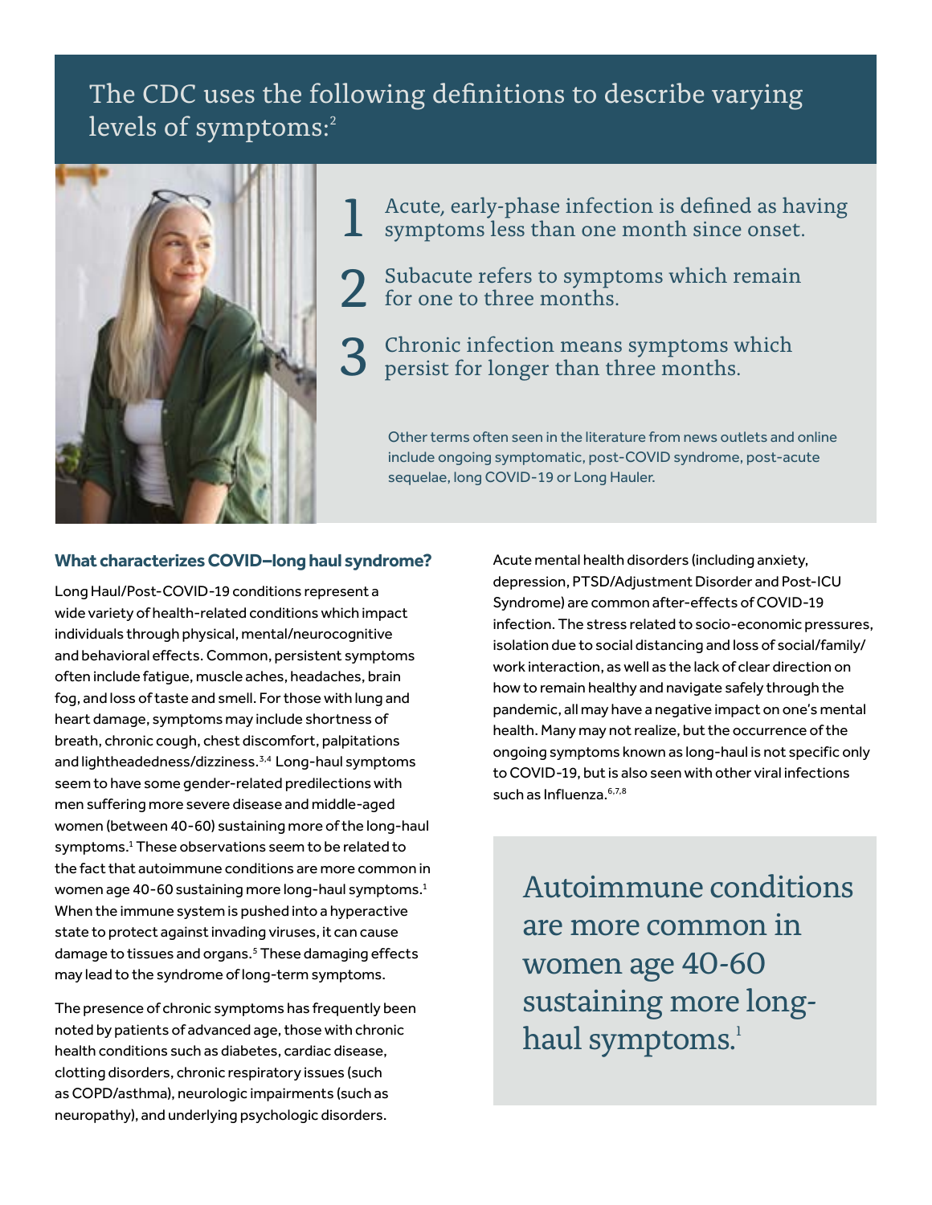## The CDC uses the following definitions to describe varying levels of symptoms:[2]

1. Acute, early-phase infection is defined as having symptoms less than one month since onset.
2. Subacute refers to symptoms which remain for one to three months.
3. Chronic infection means symptoms which persist for longer than three months.

Other terms often seen in the literature from news outlets and online include ongoing symptomatic, post-COVID syndrome, post-acute sequelae, long COVID-19 or Long Hauler.

### What characterizes COVID–long haul syndrome?

Long Haul/Post-COVID-19 conditions represent a wide variety of health-related conditions which impact individuals through physical, mental/neurocognitive and behavioral effects. Common, persistent symptoms often include fatigue, muscle aches, headaches, brain fog, and loss of taste and smell. For those with lung and heart damage, symptoms may include shortness of breath, chronic cough, chest discomfort, palpitations and lightheadedness/dizziness.[3,4] Long-haul symptoms seem to have some gender-related predilections with men suffering more severe disease and middle-aged women (between 40-60) sustaining more of the long-haul symptoms.[1] These observations seem to be related to the fact that autoimmune conditions are more common in women age 40-60 sustaining more long-haul symptoms.[1] When the immune system is pushed into a hyperactive state to protect against invading viruses, it can cause damage to tissues and organs.[5] These damaging effects may lead to the syndrome of long-term symptoms.

The presence of chronic symptoms has frequently been noted by patients of advanced age, those with chronic health conditions such as diabetes, cardiac disease, clotting disorders, chronic respiratory issues (such as COPD/asthma), neurologic impairments (such as neuropathy), and underlying psychologic disorders.

Acute mental health disorders (including anxiety, depression, PTSD/Adjustment Disorder and Post-ICU Syndrome) are common after-effects of COVID-19 infection. The stress related to socio-economic pressures, isolation due to social distancing and loss of social/family/work interaction, as well as the lack of clear direction on how to remain healthy and navigate safely through the pandemic, all may have a negative impact on one's mental health. Many may not realize, but the occurrence of the ongoing symptoms known as long-haul is not specific only to COVID-19, but is also seen with other viral infections such as Influenza.[6,7,8]

> Autoimmune conditions are more common in women age 40-60 sustaining more long-haul symptoms.[1]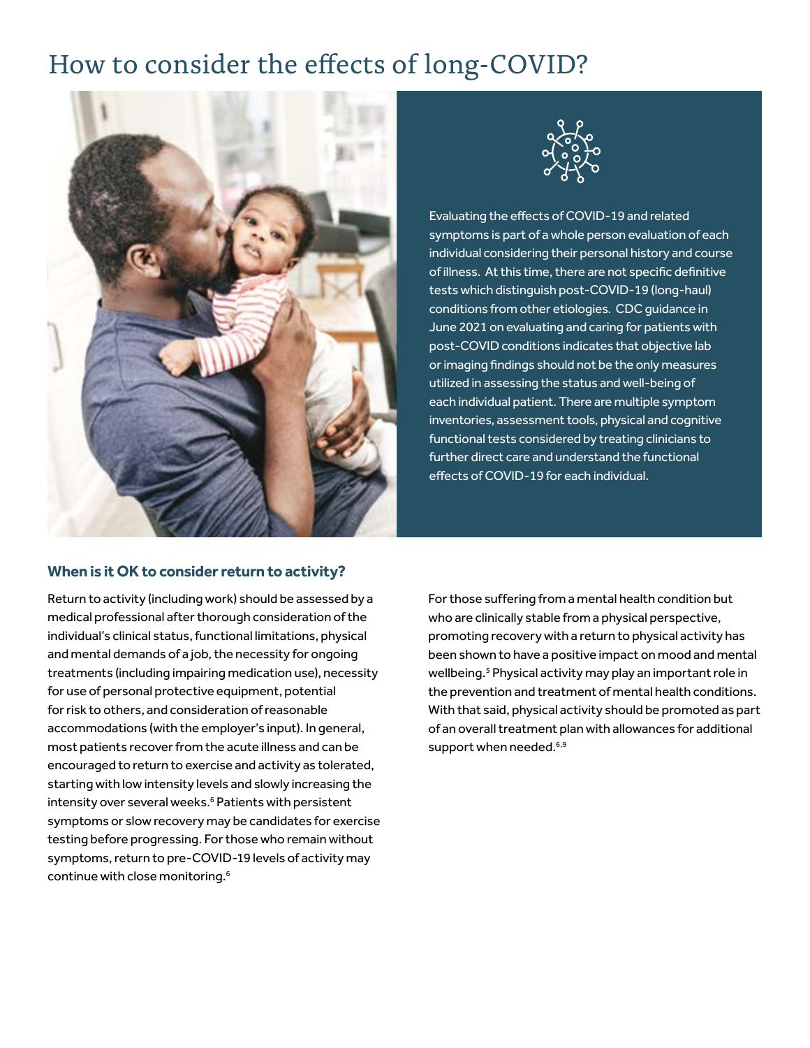# How to consider the effects of long-COVID?

Evaluating the effects of COVID-19 and related symptoms is part of a whole person evaluation of each individual considering their personal history and course of illness. At this time, there are not specific definitive tests which distinguish post-COVID-19 (long-haul) conditions from other etiologies. CDC guidance in June 2021 on evaluating and caring for patients with post-COVID conditions indicates that objective lab or imaging findings should not be the only measures utilized in assessing the status and well-being of each individual patient. There are multiple symptom inventories, assessment tools, physical and cognitive functional tests considered by treating clinicians to further direct care and understand the functional effects of COVID-19 for each individual.

### When is it OK to consider return to activity?

Return to activity (including work) should be assessed by a medical professional after thorough consideration of the individual's clinical status, functional limitations, physical and mental demands of a job, the necessity for ongoing treatments (including impairing medication use), necessity for use of personal protective equipment, potential for risk to others, and consideration of reasonable accommodations (with the employer's input). In general, most patients recover from the acute illness and can be encouraged to return to exercise and activity as tolerated, starting with low intensity levels and slowly increasing the intensity over several weeks.[6] Patients with persistent symptoms or slow recovery may be candidates for exercise testing before progressing. For those who remain without symptoms, return to pre-COVID-19 levels of activity may continue with close monitoring.[6]

For those suffering from a mental health condition but who are clinically stable from a physical perspective, promoting recovery with a return to physical activity has been shown to have a positive impact on mood and mental wellbeing.[5] Physical activity may play an important role in the prevention and treatment of mental health conditions. With that said, physical activity should be promoted as part of an overall treatment plan with allowances for additional support when needed.[6,9]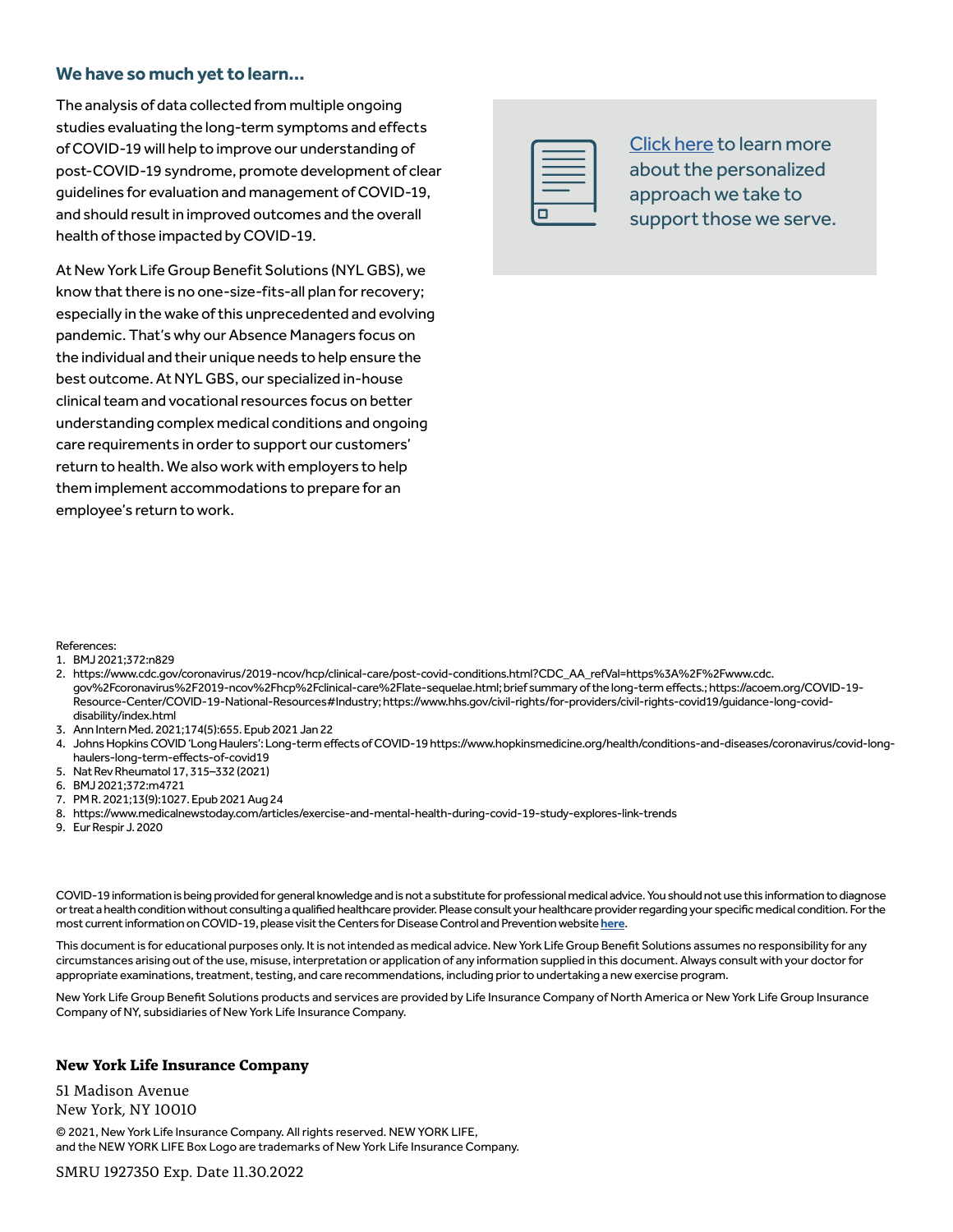### We have so much yet to learn...

The analysis of data collected from multiple ongoing studies evaluating the long-term symptoms and effects of COVID-19 will help to improve our understanding of post-COVID-19 syndrome, promote development of clear guidelines for evaluation and management of COVID-19, and should result in improved outcomes and the overall health of those impacted by COVID-19.

At New York Life Group Benefit Solutions (NYL GBS), we know that there is no one-size-fits-all plan for recovery; especially in the wake of this unprecedented and evolving pandemic. That's why our Absence Managers focus on the individual and their unique needs to help ensure the best outcome. At NYL GBS, our specialized in-house clinical team and vocational resources focus on better understanding complex medical conditions and ongoing care requirements in order to support our customers' return to health. We also work with employers to help them implement accommodations to prepare for an employee's return to work.

Click here to learn more about the personalized approach we take to support those we serve.

References:

1. BMJ 2021;372:n829
2. https://www.cdc.gov/coronavirus/2019-ncov/hcp/clinical-care/post-covid-conditions.html?CDC_AA_refVal=https%3A%2F%2Fwww.cdc.gov%2Fcoronavirus%2F2019-ncov%2Fhcp%2Fclinical-care%2Flate-sequelae.html; brief summary of the long-term effects.; https://acoem.org/COVID-19-Resource-Center/COVID-19-National-Resources#Industry; https://www.hhs.gov/civil-rights/for-providers/civil-rights-covid19/guidance-long-covid-disability/index.html
3. Ann Intern Med. 2021;174(5):655. Epub 2021 Jan 22
4. Johns Hopkins COVID 'Long Haulers': Long-term effects of COVID-19 https://www.hopkinsmedicine.org/health/conditions-and-diseases/coronavirus/covid-long-haulers-long-term-effects-of-covid19
5. Nat Rev Rheumatol 17, 315–332 (2021)
6. BMJ 2021;372:m4721
7. PM R. 2021;13(9):1027. Epub 2021 Aug 24
8. https://www.medicalnewstoday.com/articles/exercise-and-mental-health-during-covid-19-study-explores-link-trends
9. Eur Respir J. 2020

COVID-19 information is being provided for general knowledge and is not a substitute for professional medical advice. You should not use this information to diagnose or treat a health condition without consulting a qualified healthcare provider. Please consult your healthcare provider regarding your specific medical condition. For the most current information on COVID-19, please visit the Centers for Disease Control and Prevention website **here**.

This document is for educational purposes only. It is not intended as medical advice. New York Life Group Benefit Solutions assumes no responsibility for any circumstances arising out of the use, misuse, interpretation or application of any information supplied in this document. Always consult with your doctor for appropriate examinations, treatment, testing, and care recommendations, including prior to undertaking a new exercise program.

New York Life Group Benefit Solutions products and services are provided by Life Insurance Company of North America or New York Life Group Insurance Company of NY, subsidiaries of New York Life Insurance Company.

**New York Life Insurance Company**

51 Madison Avenue
New York, NY 10010

© 2021, New York Life Insurance Company. All rights reserved. NEW YORK LIFE, and the NEW YORK LIFE Box Logo are trademarks of New York Life Insurance Company.

SMRU 1927350 Exp. Date 11.30.2022